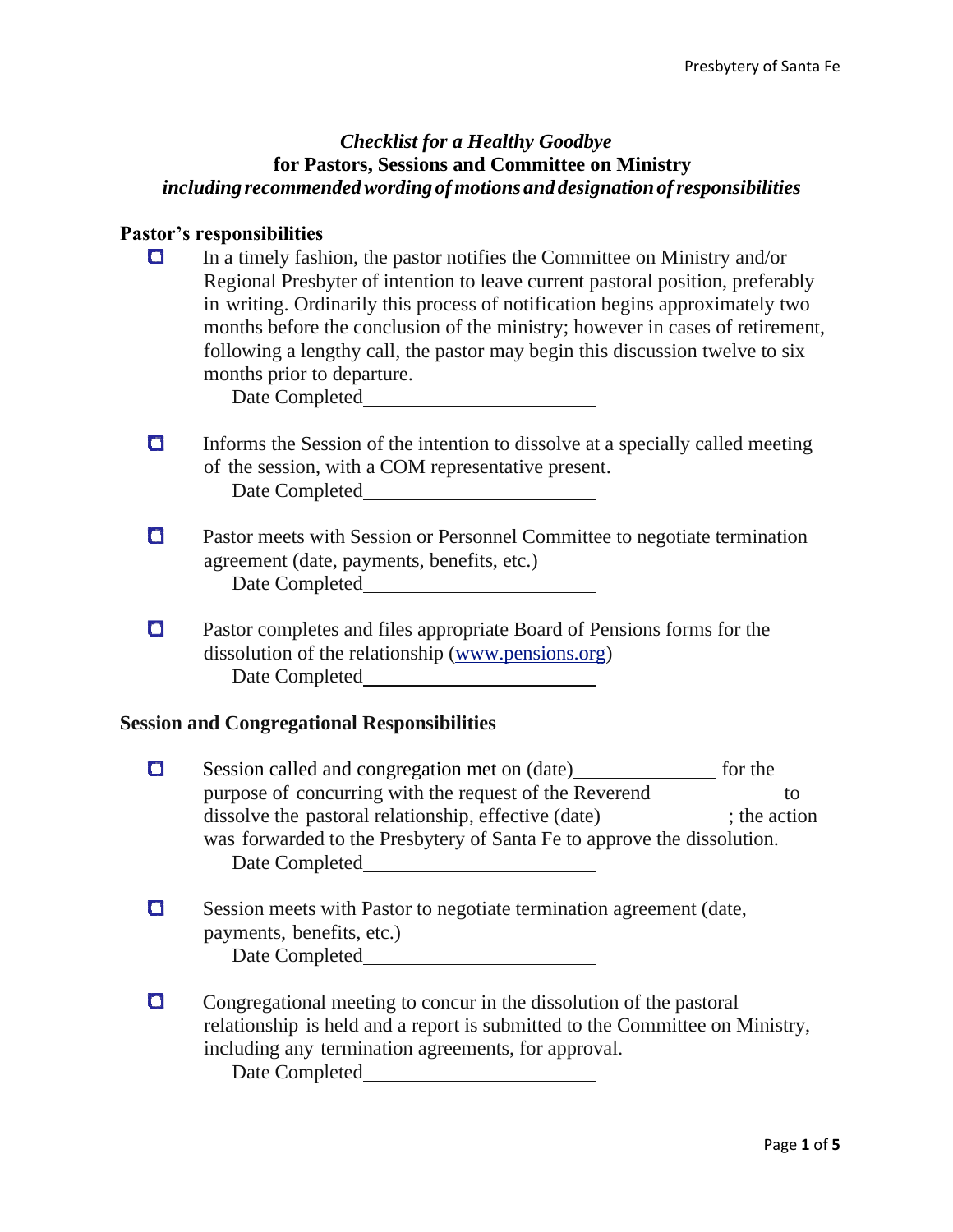*Checklist for a Healthy Goodbye*
**for Pastors, Sessions and Committee on Ministry**
***including recommended wording of motions and designation of responsibilities***

## Pastor's responsibilities

- ☐ In a timely fashion, the pastor notifies the Committee on Ministry and/or Regional Presbyter of intention to leave current pastoral position, preferably in writing. Ordinarily this process of notification begins approximately two months before the conclusion of the ministry; however in cases of retirement, following a lengthy call, the pastor may begin this discussion twelve to six months prior to departure.
  Date Completed________________________

- ☐ Informs the Session of the intention to dissolve at a specially called meeting of the session, with a COM representative present.
  Date Completed________________________

- ☐ Pastor meets with Session or Personnel Committee to negotiate termination agreement (date, payments, benefits, etc.)
  Date Completed________________________

- ☐ Pastor completes and files appropriate Board of Pensions forms for the dissolution of the relationship ([www.pensions.org](www.pensions.org))
  Date Completed________________________

## Session and Congregational Responsibilities

- ☐ Session called and congregation met on (date)_______________ for the purpose of concurring with the request of the Reverend______________to dissolve the pastoral relationship, effective (date)_____________; the action was forwarded to the Presbytery of Santa Fe to approve the dissolution.
  Date Completed________________________

- ☐ Session meets with Pastor to negotiate termination agreement (date, payments, benefits, etc.)
  Date Completed________________________

- ☐ Congregational meeting to concur in the dissolution of the pastoral relationship is held and a report is submitted to the Committee on Ministry, including any termination agreements, for approval.
  Date Completed________________________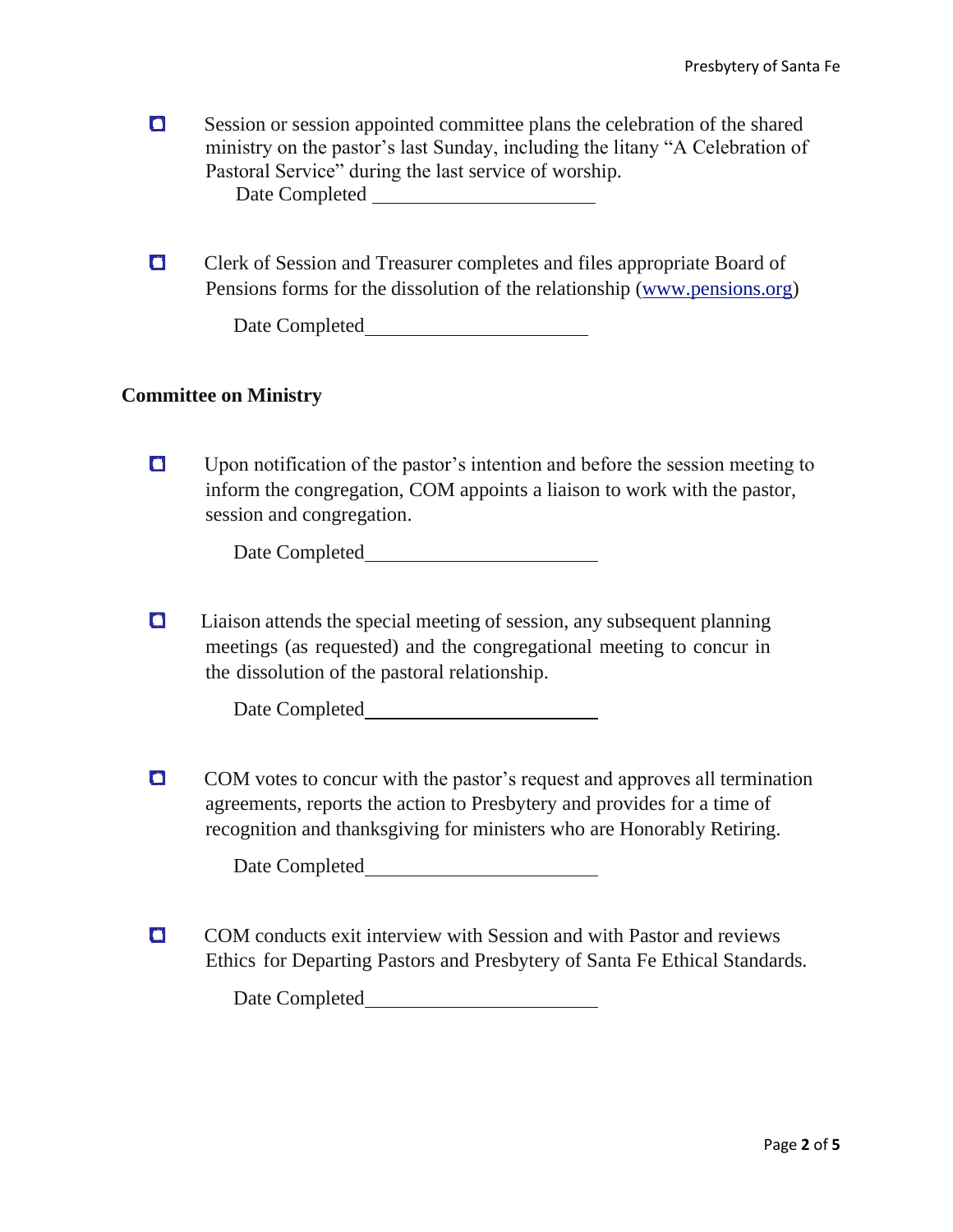- [ ] Session or session appointed committee plans the celebration of the shared ministry on the pastor's last Sunday, including the litany "A Celebration of Pastoral Service" during the last service of worship.

  Date Completed ____________________

- [ ] Clerk of Session and Treasurer completes and files appropriate Board of Pensions forms for the dissolution of the relationship ([www.pensions.org](http://www.pensions.org))

  Date Completed____________________

**Committee on Ministry**

- [ ] Upon notification of the pastor's intention and before the session meeting to inform the congregation, COM appoints a liaison to work with the pastor, session and congregation.

  Date Completed____________________

- [ ] Liaison attends the special meeting of session, any subsequent planning meetings (as requested) and the congregational meeting to concur in the dissolution of the pastoral relationship.

  Date Completed____________________

- [ ] COM votes to concur with the pastor's request and approves all termination agreements, reports the action to Presbytery and provides for a time of recognition and thanksgiving for ministers who are Honorably Retiring.

  Date Completed____________________

- [ ] COM conducts exit interview with Session and with Pastor and reviews Ethics for Departing Pastors and Presbytery of Santa Fe Ethical Standards.

  Date Completed____________________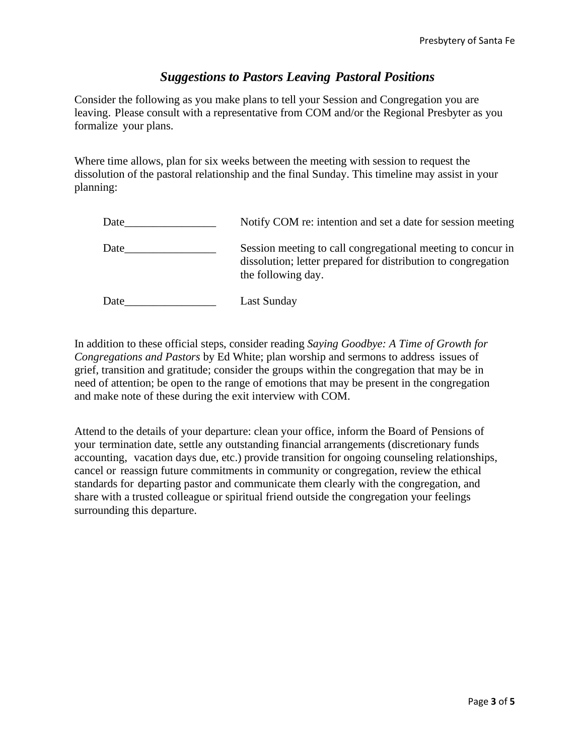## *Suggestions to Pastors Leaving Pastoral Positions*

Consider the following as you make plans to tell your Session and Congregation you are leaving. Please consult with a representative from COM and/or the Regional Presbyter as you formalize your plans.

Where time allows, plan for six weeks between the meeting with session to request the dissolution of the pastoral relationship and the final Sunday. This timeline may assist in your planning:

| | |
|---|---|
| Date________________ | Notify COM re: intention and set a date for session meeting |
| Date________________ | Session meeting to call congregational meeting to concur in dissolution; letter prepared for distribution to congregation the following day. |
| Date________________ | Last Sunday |

In addition to these official steps, consider reading *Saying Goodbye: A Time of Growth for Congregations and Pastors* by Ed White; plan worship and sermons to address issues of grief, transition and gratitude; consider the groups within the congregation that may be in need of attention; be open to the range of emotions that may be present in the congregation and make note of these during the exit interview with COM.

Attend to the details of your departure: clean your office, inform the Board of Pensions of your termination date, settle any outstanding financial arrangements (discretionary funds accounting, vacation days due, etc.) provide transition for ongoing counseling relationships, cancel or reassign future commitments in community or congregation, review the ethical standards for departing pastor and communicate them clearly with the congregation, and share with a trusted colleague or spiritual friend outside the congregation your feelings surrounding this departure.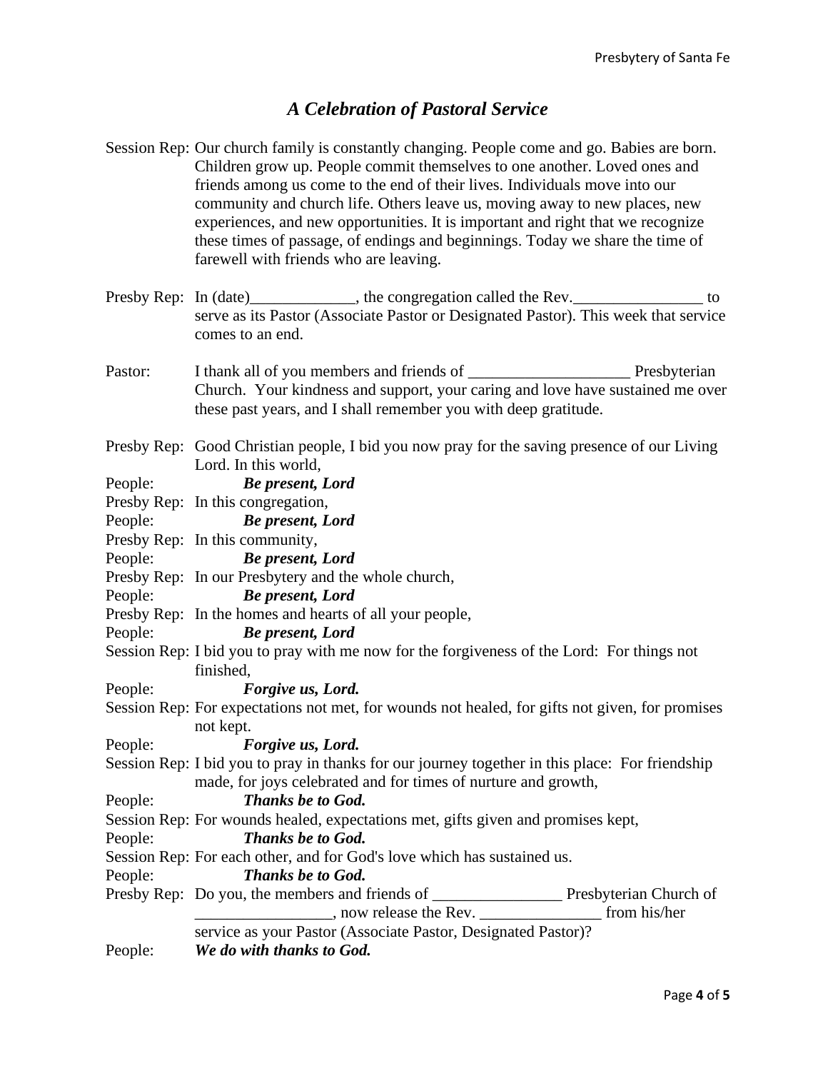## *A Celebration of Pastoral Service*

Session Rep: Our church family is constantly changing. People come and go. Babies are born. Children grow up. People commit themselves to one another. Loved ones and friends among us come to the end of their lives. Individuals move into our community and church life. Others leave us, moving away to new places, new experiences, and new opportunities. It is important and right that we recognize these times of passage, of endings and beginnings. Today we share the time of farewell with friends who are leaving.

Presby Rep: In (date)_____________, the congregation called the Rev.________________ to serve as its Pastor (Associate Pastor or Designated Pastor). This week that service comes to an end.

Pastor: I thank all of you members and friends of ____________________ Presbyterian Church. Your kindness and support, your caring and love have sustained me over these past years, and I shall remember you with deep gratitude.

Presby Rep: Good Christian people, I bid you now pray for the saving presence of our Living Lord. In this world,

People: ***Be present, Lord***

Presby Rep: In this congregation,

People: ***Be present, Lord***

Presby Rep: In this community,

People: ***Be present, Lord***

Presby Rep: In our Presbytery and the whole church,

People: ***Be present, Lord***

Presby Rep: In the homes and hearts of all your people,

People: ***Be present, Lord***

Session Rep: I bid you to pray with me now for the forgiveness of the Lord: For things not finished,

People: ***Forgive us, Lord.***

Session Rep: For expectations not met, for wounds not healed, for gifts not given, for promises not kept.

People: ***Forgive us, Lord.***

Session Rep: I bid you to pray in thanks for our journey together in this place: For friendship made, for joys celebrated and for times of nurture and growth,

People: ***Thanks be to God.***

Session Rep: For wounds healed, expectations met, gifts given and promises kept,

People: ***Thanks be to God.***

Session Rep: For each other, and for God's love which has sustained us.

People: ***Thanks be to God.***

Presby Rep: Do you, the members and friends of ________________ Presbyterian Church of _________________, now release the Rev. _______________ from his/her service as your Pastor (Associate Pastor, Designated Pastor)?

People: ***We do with thanks to God.***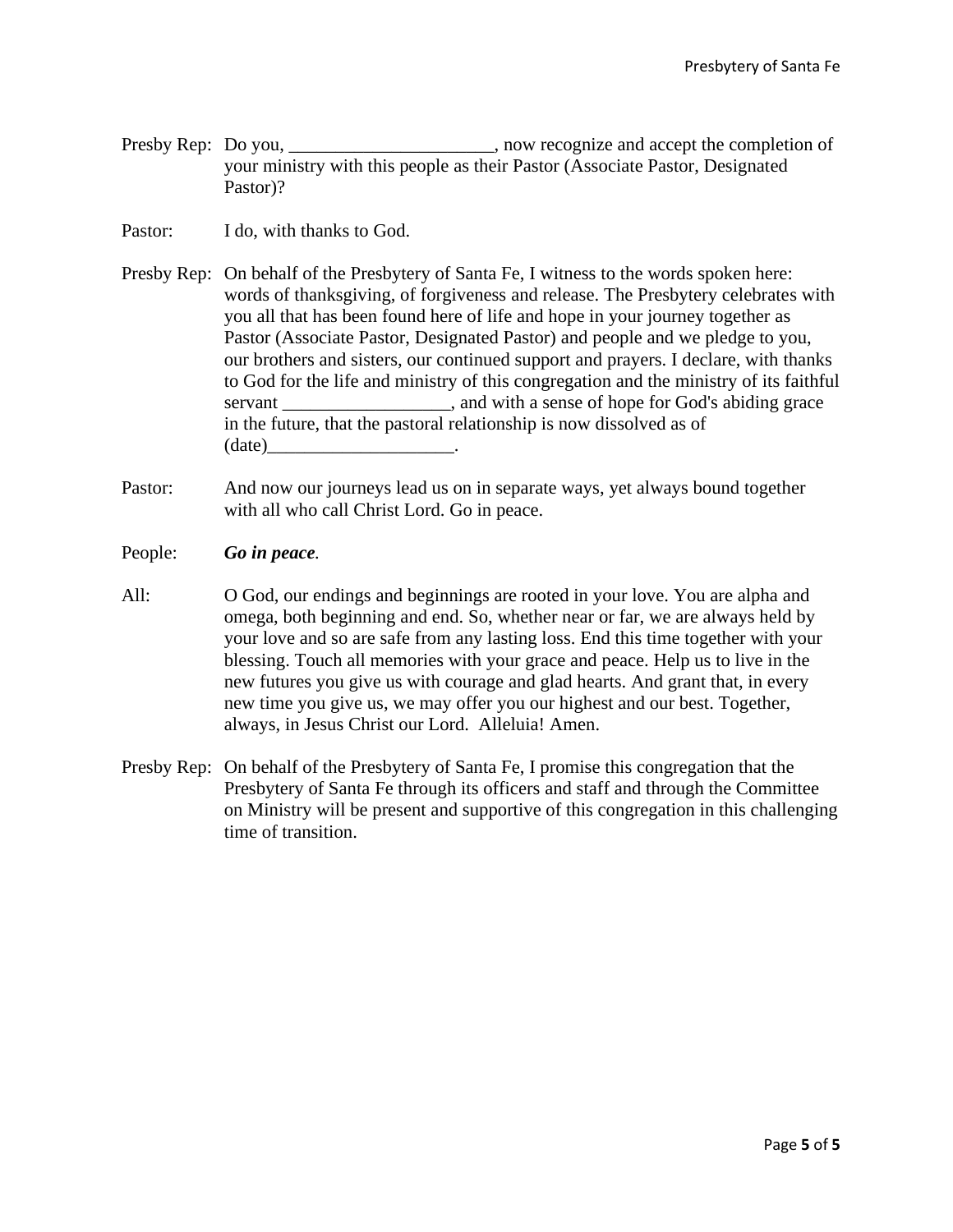Presby Rep: Do you, ______________________, now recognize and accept the completion of your ministry with this people as their Pastor (Associate Pastor, Designated Pastor)?

Pastor: I do, with thanks to God.

Presby Rep: On behalf of the Presbytery of Santa Fe, I witness to the words spoken here: words of thanksgiving, of forgiveness and release. The Presbytery celebrates with you all that has been found here of life and hope in your journey together as Pastor (Associate Pastor, Designated Pastor) and people and we pledge to you, our brothers and sisters, our continued support and prayers. I declare, with thanks to God for the life and ministry of this congregation and the ministry of its faithful servant __________________, and with a sense of hope for God's abiding grace in the future, that the pastoral relationship is now dissolved as of (date)____________________.

Pastor: And now our journeys lead us on in separate ways, yet always bound together with all who call Christ Lord. Go in peace.

People: ***Go in peace***.

All: O God, our endings and beginnings are rooted in your love. You are alpha and omega, both beginning and end. So, whether near or far, we are always held by your love and so are safe from any lasting loss. End this time together with your blessing. Touch all memories with your grace and peace. Help us to live in the new futures you give us with courage and glad hearts. And grant that, in every new time you give us, we may offer you our highest and our best. Together, always, in Jesus Christ our Lord. Alleluia! Amen.

Presby Rep: On behalf of the Presbytery of Santa Fe, I promise this congregation that the Presbytery of Santa Fe through its officers and staff and through the Committee on Ministry will be present and supportive of this congregation in this challenging time of transition.